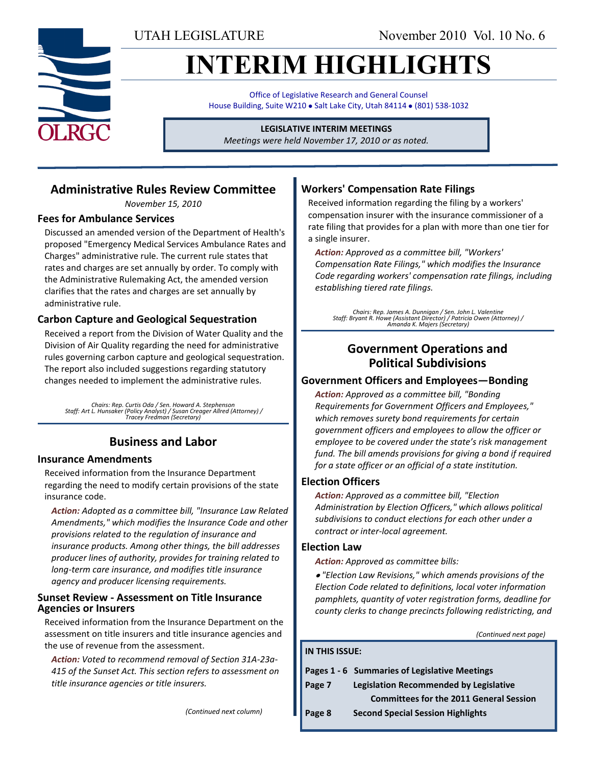UTAH LEGISLATURE

November 2010 Vol. 10 No. 6

# INTERIM HIGHLIGHTS

Office of Legislative Research and General Counsel
House Building, Suite W210 • Salt Lake City, Utah 84114 • (801) 538-1032

**LEGISLATIVE INTERIM MEETINGS**
*Meetings were held November 17, 2010 or as noted.*

## Administrative Rules Review Committee

*November 15, 2010*

### Fees for Ambulance Services

Discussed an amended version of the Department of Health's proposed "Emergency Medical Services Ambulance Rates and Charges" administrative rule. The current rule states that rates and charges are set annually by order. To comply with the Administrative Rulemaking Act, the amended version clarifies that the rates and charges are set annually by administrative rule.

### Carbon Capture and Geological Sequestration

Received a report from the Division of Water Quality and the Division of Air Quality regarding the need for administrative rules governing carbon capture and geological sequestration. The report also included suggestions regarding statutory changes needed to implement the administrative rules.

*Chairs: Rep. Curtis Oda / Sen. Howard A. Stephenson*
*Staff: Art L. Hunsaker (Policy Analyst) / Susan Creager Allred (Attorney) / Tracey Fredman (Secretary)*

## Business and Labor

### Insurance Amendments

Received information from the Insurance Department regarding the need to modify certain provisions of the state insurance code.

***Action:*** *Adopted as a committee bill, "Insurance Law Related Amendments," which modifies the Insurance Code and other provisions related to the regulation of insurance and insurance products. Among other things, the bill addresses producer lines of authority, provides for training related to long-term care insurance, and modifies title insurance agency and producer licensing requirements.*

### Sunset Review - Assessment on Title Insurance Agencies or Insurers

Received information from the Insurance Department on the assessment on title insurers and title insurance agencies and the use of revenue from the assessment.

***Action:*** *Voted to recommend removal of Section 31A-23a-415 of the Sunset Act. This section refers to assessment on title insurance agencies or title insurers.*

### Workers' Compensation Rate Filings

Received information regarding the filing by a workers' compensation insurer with the insurance commissioner of a rate filing that provides for a plan with more than one tier for a single insurer.

***Action:*** *Approved as a committee bill, "Workers' Compensation Rate Filings," which modifies the Insurance Code regarding workers' compensation rate filings, including establishing tiered rate filings.*

*Chairs: Rep. James A. Dunnigan / Sen. John L. Valentine*
*Staff: Bryant R. Howe (Assistant Director) / Patricia Owen (Attorney) / Amanda K. Majers (Secretary)*

## Government Operations and Political Subdivisions

### Government Officers and Employees—Bonding

***Action:*** *Approved as a committee bill, "Bonding Requirements for Government Officers and Employees," which removes surety bond requirements for certain government officers and employees to allow the officer or employee to be covered under the state's risk management fund. The bill amends provisions for giving a bond if required for a state officer or an official of a state institution.*

### Election Officers

***Action:*** *Approved as a committee bill, "Election Administration by Election Officers," which allows political subdivisions to conduct elections for each other under a contract or inter-local agreement.*

### Election Law

***Action:*** *Approved as committee bills:*

- *"Election Law Revisions," which amends provisions of the Election Code related to definitions, local voter information pamphlets, quantity of voter registration forms, deadline for county clerks to change precincts following redistricting, and*

*(Continued next page)*

**IN THIS ISSUE:**

| | |
|---|---|
| **Pages 1 - 6** | **Summaries of Legislative Meetings** |
| **Page 7** | **Legislation Recommended by Legislative Committees for the 2011 General Session** |
| **Page 8** | **Second Special Session Highlights** |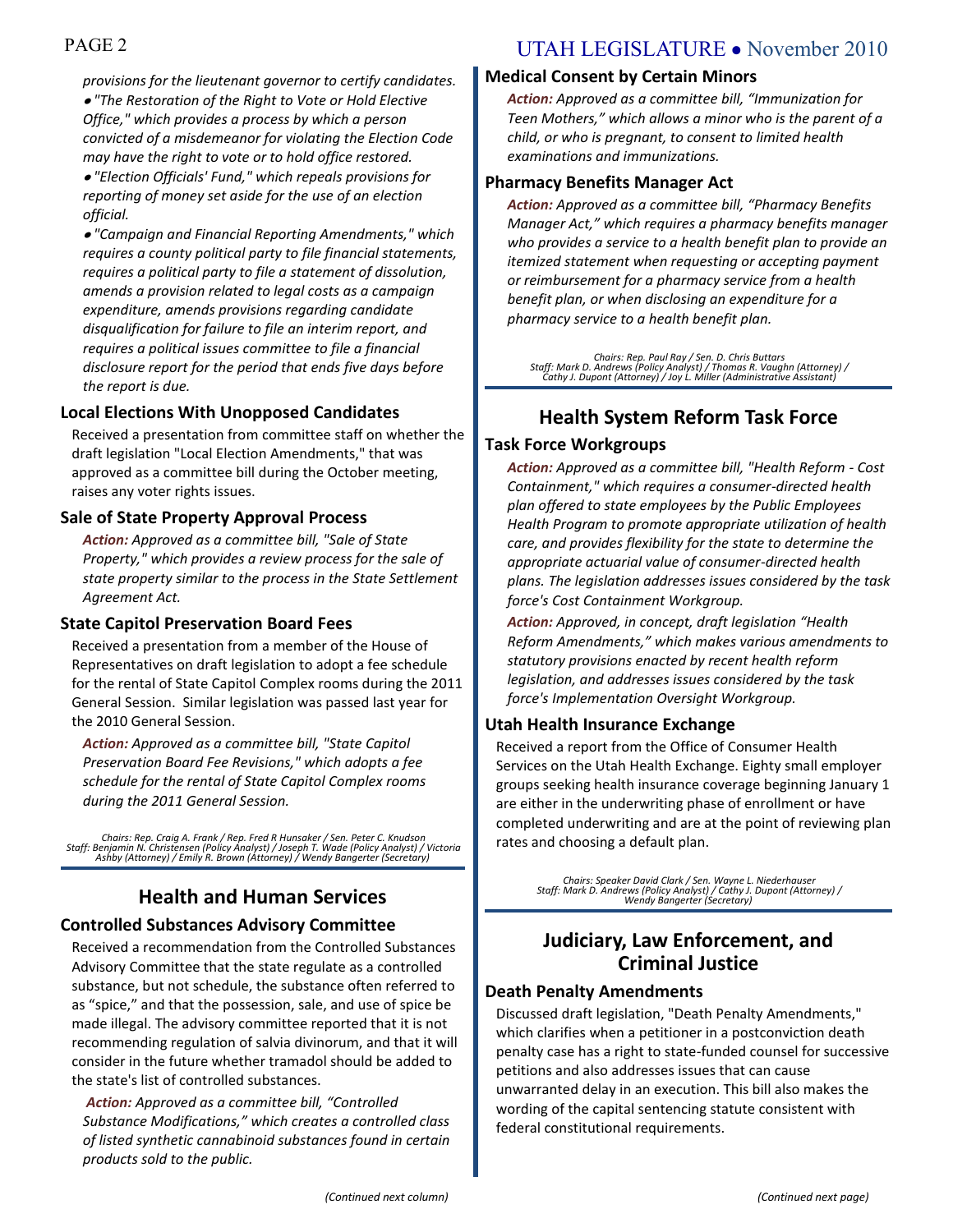*provisions for the lieutenant governor to certify candidates.*

- *"The Restoration of the Right to Vote or Hold Elective Office," which provides a process by which a person convicted of a misdemeanor for violating the Election Code may have the right to vote or to hold office restored.*
- *"Election Officials' Fund," which repeals provisions for reporting of money set aside for the use of an election official.*
- *"Campaign and Financial Reporting Amendments," which requires a county political party to file financial statements, requires a political party to file a statement of dissolution, amends a provision related to legal costs as a campaign expenditure, amends provisions regarding candidate disqualification for failure to file an interim report, and requires a political issues committee to file a financial disclosure report for the period that ends five days before the report is due.*

### Local Elections With Unopposed Candidates

Received a presentation from committee staff on whether the draft legislation "Local Election Amendments," that was approved as a committee bill during the October meeting, raises any voter rights issues.

### Sale of State Property Approval Process

***Action:*** *Approved as a committee bill, "Sale of State Property," which provides a review process for the sale of state property similar to the process in the State Settlement Agreement Act.*

### State Capitol Preservation Board Fees

Received a presentation from a member of the House of Representatives on draft legislation to adopt a fee schedule for the rental of State Capitol Complex rooms during the 2011 General Session. Similar legislation was passed last year for the 2010 General Session.

***Action:*** *Approved as a committee bill, "State Capitol Preservation Board Fee Revisions," which adopts a fee schedule for the rental of State Capitol Complex rooms during the 2011 General Session.*

*Chairs: Rep. Craig A. Frank / Rep. Fred R Hunsaker / Sen. Peter C. Knudson*
*Staff: Benjamin N. Christensen (Policy Analyst) / Joseph T. Wade (Policy Analyst) / Victoria Ashby (Attorney) / Emily R. Brown (Attorney) / Wendy Bangerter (Secretary)*

## Health and Human Services

### Controlled Substances Advisory Committee

Received a recommendation from the Controlled Substances Advisory Committee that the state regulate as a controlled substance, but not schedule, the substance often referred to as "spice," and that the possession, sale, and use of spice be made illegal. The advisory committee reported that it is not recommending regulation of salvia divinorum, and that it will consider in the future whether tramadol should be added to the state's list of controlled substances.

***Action:*** *Approved as a committee bill, "Controlled Substance Modifications," which creates a controlled class of listed synthetic cannabinoid substances found in certain products sold to the public.*

### Medical Consent by Certain Minors

***Action:*** *Approved as a committee bill, "Immunization for Teen Mothers," which allows a minor who is the parent of a child, or who is pregnant, to consent to limited health examinations and immunizations.*

### Pharmacy Benefits Manager Act

***Action:*** *Approved as a committee bill, "Pharmacy Benefits Manager Act," which requires a pharmacy benefits manager who provides a service to a health benefit plan to provide an itemized statement when requesting or accepting payment or reimbursement for a pharmacy service from a health benefit plan, or when disclosing an expenditure for a pharmacy service to a health benefit plan.*

*Chairs: Rep. Paul Ray / Sen. D. Chris Buttars*
*Staff: Mark D. Andrews (Policy Analyst) / Thomas R. Vaughn (Attorney) / Cathy J. Dupont (Attorney) / Joy L. Miller (Administrative Assistant)*

## Health System Reform Task Force

### Task Force Workgroups

***Action:*** *Approved as a committee bill, "Health Reform - Cost Containment," which requires a consumer-directed health plan offered to state employees by the Public Employees Health Program to promote appropriate utilization of health care, and provides flexibility for the state to determine the appropriate actuarial value of consumer-directed health plans. The legislation addresses issues considered by the task force's Cost Containment Workgroup.*

***Action:*** *Approved, in concept, draft legislation "Health Reform Amendments," which makes various amendments to statutory provisions enacted by recent health reform legislation, and addresses issues considered by the task force's Implementation Oversight Workgroup.*

### Utah Health Insurance Exchange

Received a report from the Office of Consumer Health Services on the Utah Health Exchange. Eighty small employer groups seeking health insurance coverage beginning January 1 are either in the underwriting phase of enrollment or have completed underwriting and are at the point of reviewing plan rates and choosing a default plan.

*Chairs: Speaker David Clark / Sen. Wayne L. Niederhauser*
*Staff: Mark D. Andrews (Policy Analyst) / Cathy J. Dupont (Attorney) / Wendy Bangerter (Secretary)*

## Judiciary, Law Enforcement, and Criminal Justice

### Death Penalty Amendments

Discussed draft legislation, "Death Penalty Amendments," which clarifies when a petitioner in a postconviction death penalty case has a right to state-funded counsel for successive petitions and also addresses issues that can cause unwarranted delay in an execution. This bill also makes the wording of the capital sentencing statute consistent with federal constitutional requirements.

*(Continued next page)*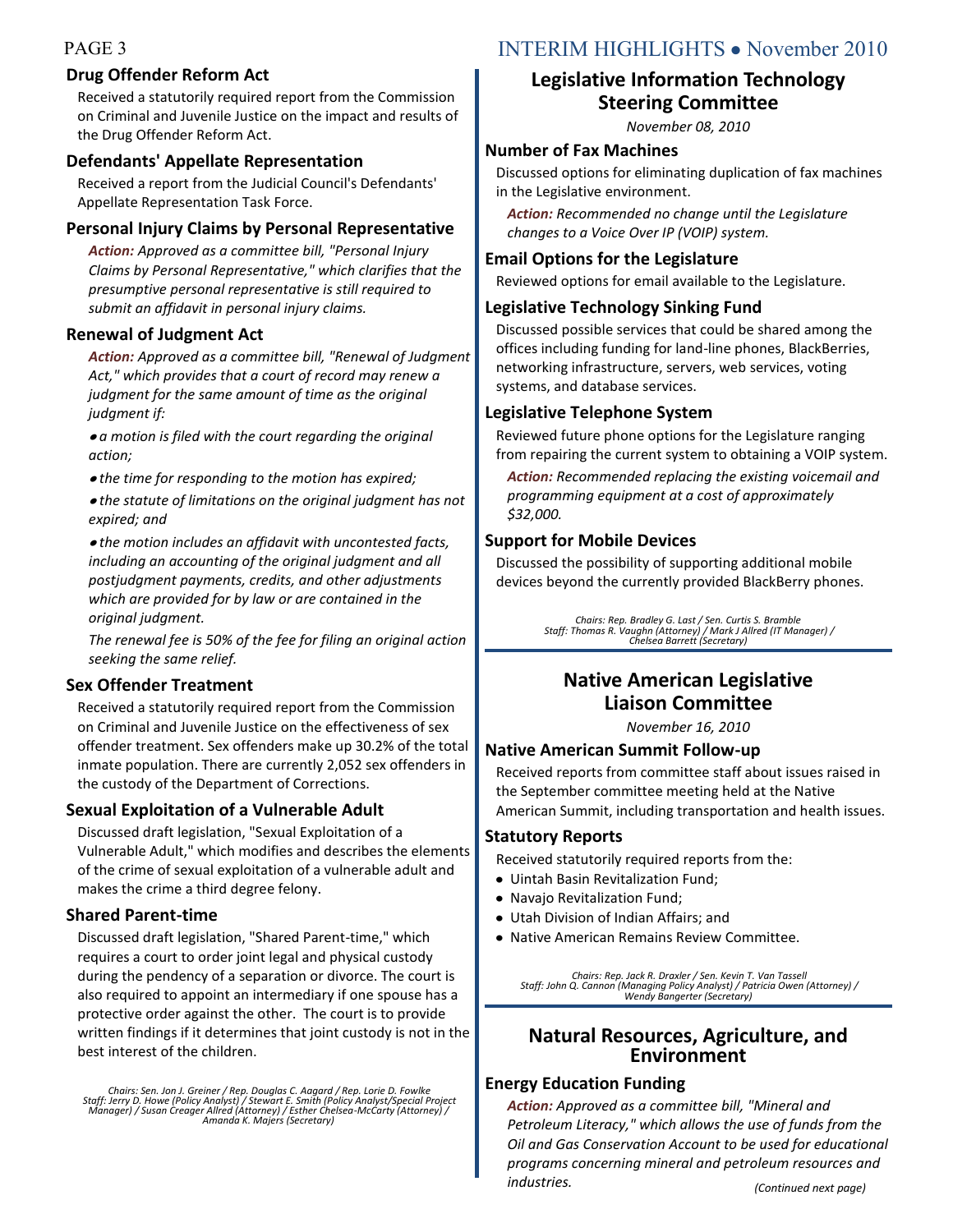### Drug Offender Reform Act

Received a statutorily required report from the Commission on Criminal and Juvenile Justice on the impact and results of the Drug Offender Reform Act.

### Defendants' Appellate Representation

Received a report from the Judicial Council's Defendants' Appellate Representation Task Force.

### Personal Injury Claims by Personal Representative

***Action:*** *Approved as a committee bill, "Personal Injury Claims by Personal Representative," which clarifies that the presumptive personal representative is still required to submit an affidavit in personal injury claims.*

### Renewal of Judgment Act

***Action:*** *Approved as a committee bill, "Renewal of Judgment Act," which provides that a court of record may renew a judgment for the same amount of time as the original judgment if:*

- *a motion is filed with the court regarding the original action;*
- *the time for responding to the motion has expired;*
- *the statute of limitations on the original judgment has not expired; and*
- *the motion includes an affidavit with uncontested facts, including an accounting of the original judgment and all postjudgment payments, credits, and other adjustments which are provided for by law or are contained in the original judgment.*

*The renewal fee is 50% of the fee for filing an original action seeking the same relief.*

### Sex Offender Treatment

Received a statutorily required report from the Commission on Criminal and Juvenile Justice on the effectiveness of sex offender treatment. Sex offenders make up 30.2% of the total inmate population. There are currently 2,052 sex offenders in the custody of the Department of Corrections.

### Sexual Exploitation of a Vulnerable Adult

Discussed draft legislation, "Sexual Exploitation of a Vulnerable Adult," which modifies and describes the elements of the crime of sexual exploitation of a vulnerable adult and makes the crime a third degree felony.

### Shared Parent-time

Discussed draft legislation, "Shared Parent-time," which requires a court to order joint legal and physical custody during the pendency of a separation or divorce. The court is also required to appoint an intermediary if one spouse has a protective order against the other. The court is to provide written findings if it determines that joint custody is not in the best interest of the children.

*Chairs: Sen. Jon J. Greiner / Rep. Douglas C. Aagard / Rep. Lorie D. Fowlke*
*Staff: Jerry D. Howe (Policy Analyst) / Stewart E. Smith (Policy Analyst/Special Project Manager) / Susan Creager Allred (Attorney) / Esther Chelsea-McCarty (Attorney) / Amanda K. Majers (Secretary)*

## Legislative Information Technology Steering Committee

*November 08, 2010*

### Number of Fax Machines

Discussed options for eliminating duplication of fax machines in the Legislative environment.

***Action:*** *Recommended no change until the Legislature changes to a Voice Over IP (VOIP) system.*

### Email Options for the Legislature

Reviewed options for email available to the Legislature.

### Legislative Technology Sinking Fund

Discussed possible services that could be shared among the offices including funding for land-line phones, BlackBerries, networking infrastructure, servers, web services, voting systems, and database services.

### Legislative Telephone System

Reviewed future phone options for the Legislature ranging from repairing the current system to obtaining a VOIP system.

***Action:*** *Recommended replacing the existing voicemail and programming equipment at a cost of approximately $32,000.*

### Support for Mobile Devices

Discussed the possibility of supporting additional mobile devices beyond the currently provided BlackBerry phones.

*Chairs: Rep. Bradley G. Last / Sen. Curtis S. Bramble*
*Staff: Thomas R. Vaughn (Attorney) / Mark J Allred (IT Manager) / Chelsea Barrett (Secretary)*

## Native American Legislative Liaison Committee

*November 16, 2010*

### Native American Summit Follow-up

Received reports from committee staff about issues raised in the September committee meeting held at the Native American Summit, including transportation and health issues.

### Statutory Reports

Received statutorily required reports from the:

- Uintah Basin Revitalization Fund;
- Navajo Revitalization Fund;
- Utah Division of Indian Affairs; and
- Native American Remains Review Committee.

*Chairs: Rep. Jack R. Draxler / Sen. Kevin T. Van Tassell*
*Staff: John Q. Cannon (Managing Policy Analyst) / Patricia Owen (Attorney) / Wendy Bangerter (Secretary)*

## Natural Resources, Agriculture, and Environment

### Energy Education Funding

***Action:*** *Approved as a committee bill, "Mineral and Petroleum Literacy," which allows the use of funds from the Oil and Gas Conservation Account to be used for educational programs concerning mineral and petroleum resources and industries.*

*(Continued next page)*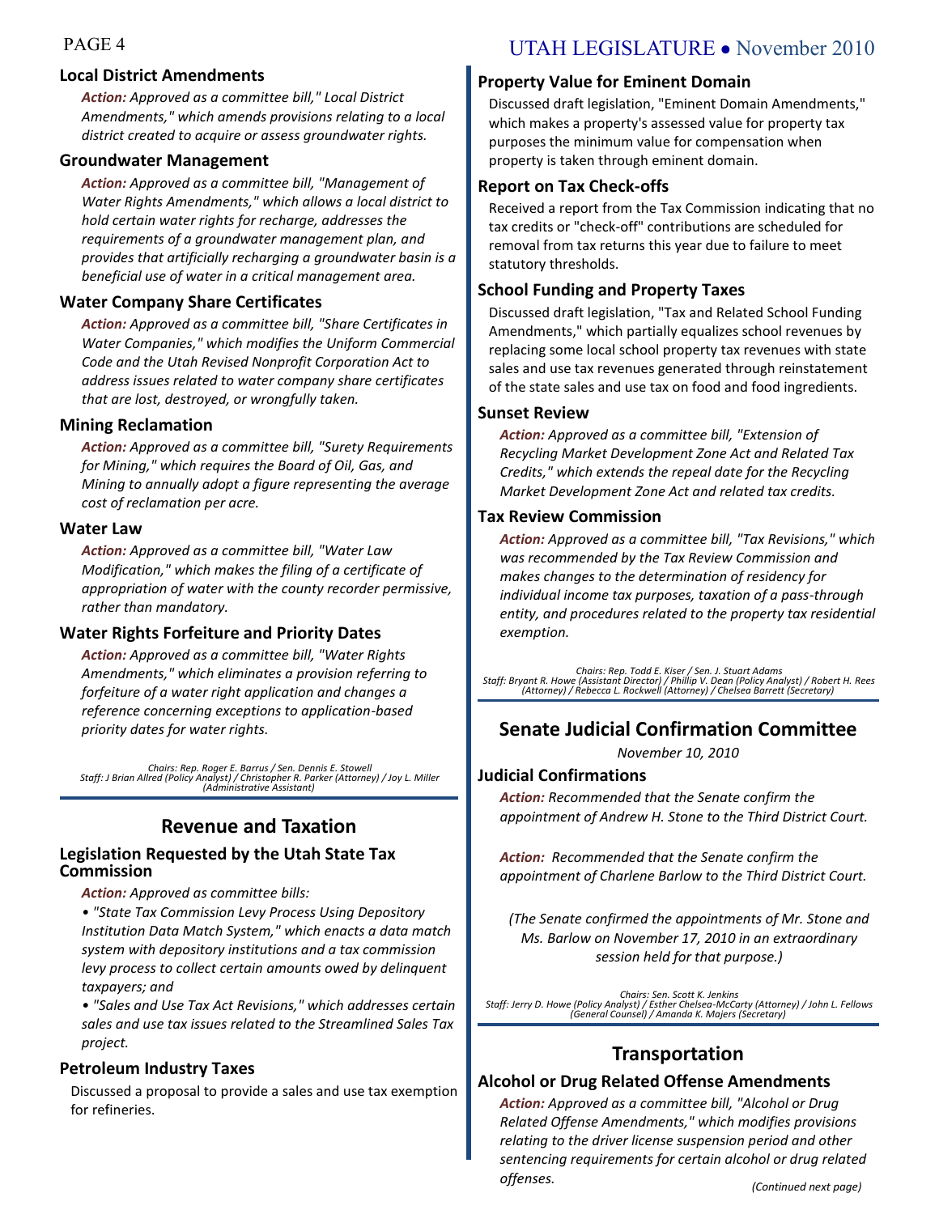### Local District Amendments

*Action: Approved as a committee bill," Local District Amendments," which amends provisions relating to a local district created to acquire or assess groundwater rights.*

### Groundwater Management

*Action: Approved as a committee bill, "Management of Water Rights Amendments," which allows a local district to hold certain water rights for recharge, addresses the requirements of a groundwater management plan, and provides that artificially recharging a groundwater basin is a beneficial use of water in a critical management area.*

### Water Company Share Certificates

*Action: Approved as a committee bill, "Share Certificates in Water Companies," which modifies the Uniform Commercial Code and the Utah Revised Nonprofit Corporation Act to address issues related to water company share certificates that are lost, destroyed, or wrongfully taken.*

### Mining Reclamation

*Action: Approved as a committee bill, "Surety Requirements for Mining," which requires the Board of Oil, Gas, and Mining to annually adopt a figure representing the average cost of reclamation per acre.*

### Water Law

*Action: Approved as a committee bill, "Water Law Modification," which makes the filing of a certificate of appropriation of water with the county recorder permissive, rather than mandatory.*

### Water Rights Forfeiture and Priority Dates

*Action: Approved as a committee bill, "Water Rights Amendments," which eliminates a provision referring to forfeiture of a water right application and changes a reference concerning exceptions to application-based priority dates for water rights.*

*Chairs: Rep. Roger E. Barrus / Sen. Dennis E. Stowell*
*Staff: J Brian Allred (Policy Analyst) / Christopher R. Parker (Attorney) / Joy L. Miller (Administrative Assistant)*

## Revenue and Taxation

### Legislation Requested by the Utah State Tax Commission

*Action: Approved as committee bills:*

- *"State Tax Commission Levy Process Using Depository Institution Data Match System," which enacts a data match system with depository institutions and a tax commission levy process to collect certain amounts owed by delinquent taxpayers; and*
- *"Sales and Use Tax Act Revisions," which addresses certain sales and use tax issues related to the Streamlined Sales Tax project.*

### Petroleum Industry Taxes

Discussed a proposal to provide a sales and use tax exemption for refineries.

### Property Value for Eminent Domain

Discussed draft legislation, "Eminent Domain Amendments," which makes a property's assessed value for property tax purposes the minimum value for compensation when property is taken through eminent domain.

### Report on Tax Check-offs

Received a report from the Tax Commission indicating that no tax credits or "check-off" contributions are scheduled for removal from tax returns this year due to failure to meet statutory thresholds.

### School Funding and Property Taxes

Discussed draft legislation, "Tax and Related School Funding Amendments," which partially equalizes school revenues by replacing some local school property tax revenues with state sales and use tax revenues generated through reinstatement of the state sales and use tax on food and food ingredients.

### Sunset Review

*Action: Approved as a committee bill, "Extension of Recycling Market Development Zone Act and Related Tax Credits," which extends the repeal date for the Recycling Market Development Zone Act and related tax credits.*

### Tax Review Commission

*Action: Approved as a committee bill, "Tax Revisions," which was recommended by the Tax Review Commission and makes changes to the determination of residency for individual income tax purposes, taxation of a pass-through entity, and procedures related to the property tax residential exemption.*

*Chairs: Rep. Todd E. Kiser / Sen. J. Stuart Adams*
*Staff: Bryant R. Howe (Assistant Director) / Phillip V. Dean (Policy Analyst) / Robert H. Rees (Attorney) / Rebecca L. Rockwell (Attorney) / Chelsea Barrett (Secretary)*

## Senate Judicial Confirmation Committee

*November 10, 2010*

### Judicial Confirmations

*Action: Recommended that the Senate confirm the appointment of Andrew H. Stone to the Third District Court.*

*Action: Recommended that the Senate confirm the appointment of Charlene Barlow to the Third District Court.*

*(The Senate confirmed the appointments of Mr. Stone and Ms. Barlow on November 17, 2010 in an extraordinary session held for that purpose.)*

*Chairs: Sen. Scott K. Jenkins*
*Staff: Jerry D. Howe (Policy Analyst) / Esther Chelsea-McCarty (Attorney) / John L. Fellows (General Counsel) / Amanda K. Majers (Secretary)*

## Transportation

### Alcohol or Drug Related Offense Amendments

*Action: Approved as a committee bill, "Alcohol or Drug Related Offense Amendments," which modifies provisions relating to the driver license suspension period and other sentencing requirements for certain alcohol or drug related offenses.*

*(Continued next page)*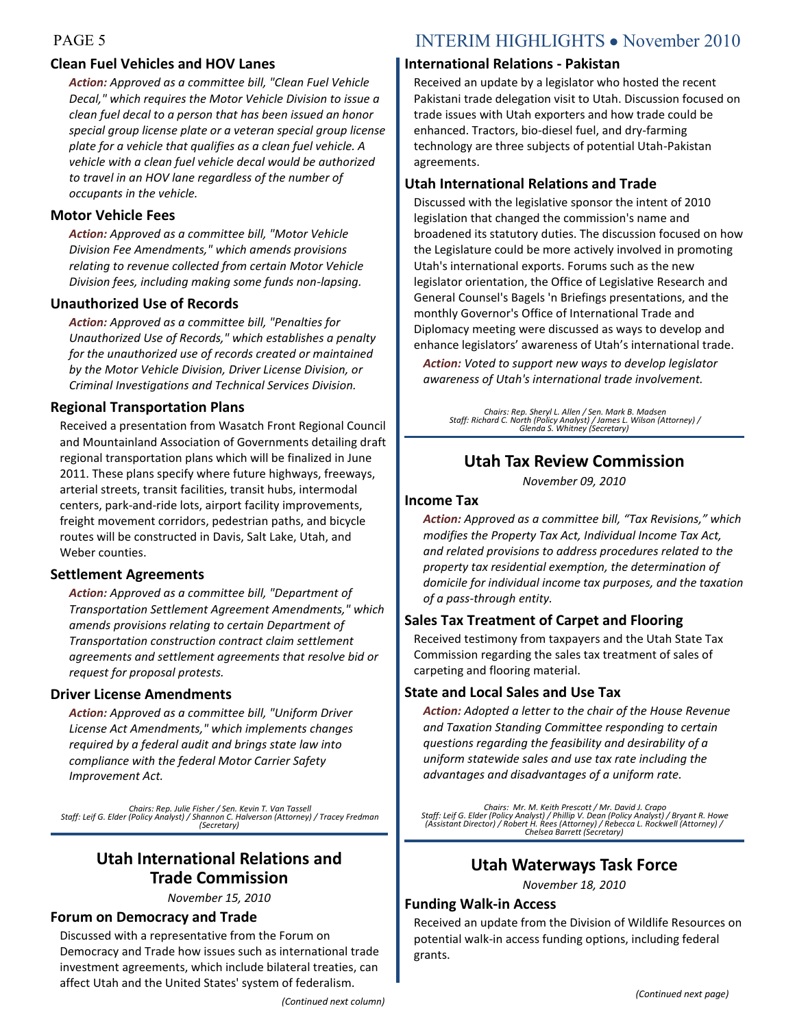### Clean Fuel Vehicles and HOV Lanes

*Action: Approved as a committee bill, "Clean Fuel Vehicle Decal," which requires the Motor Vehicle Division to issue a clean fuel decal to a person that has been issued an honor special group license plate or a veteran special group license plate for a vehicle that qualifies as a clean fuel vehicle. A vehicle with a clean fuel vehicle decal would be authorized to travel in an HOV lane regardless of the number of occupants in the vehicle.*

### Motor Vehicle Fees

*Action: Approved as a committee bill, "Motor Vehicle Division Fee Amendments," which amends provisions relating to revenue collected from certain Motor Vehicle Division fees, including making some funds non-lapsing.*

### Unauthorized Use of Records

*Action: Approved as a committee bill, "Penalties for Unauthorized Use of Records," which establishes a penalty for the unauthorized use of records created or maintained by the Motor Vehicle Division, Driver License Division, or Criminal Investigations and Technical Services Division.*

### Regional Transportation Plans

Received a presentation from Wasatch Front Regional Council and Mountainland Association of Governments detailing draft regional transportation plans which will be finalized in June 2011. These plans specify where future highways, freeways, arterial streets, transit facilities, transit hubs, intermodal centers, park-and-ride lots, airport facility improvements, freight movement corridors, pedestrian paths, and bicycle routes will be constructed in Davis, Salt Lake, Utah, and Weber counties.

### Settlement Agreements

*Action: Approved as a committee bill, "Department of Transportation Settlement Agreement Amendments," which amends provisions relating to certain Department of Transportation construction contract claim settlement agreements and settlement agreements that resolve bid or request for proposal protests.*

### Driver License Amendments

*Action: Approved as a committee bill, "Uniform Driver License Act Amendments," which implements changes required by a federal audit and brings state law into compliance with the federal Motor Carrier Safety Improvement Act.*

*Chairs: Rep. Julie Fisher / Sen. Kevin T. Van Tassell*
*Staff: Leif G. Elder (Policy Analyst) / Shannon C. Halverson (Attorney) / Tracey Fredman (Secretary)*

## Utah International Relations and Trade Commission

*November 15, 2010*

### Forum on Democracy and Trade

Discussed with a representative from the Forum on Democracy and Trade how issues such as international trade investment agreements, which include bilateral treaties, can affect Utah and the United States' system of federalism.

### International Relations - Pakistan

Received an update by a legislator who hosted the recent Pakistani trade delegation visit to Utah. Discussion focused on trade issues with Utah exporters and how trade could be enhanced. Tractors, bio-diesel fuel, and dry-farming technology are three subjects of potential Utah-Pakistan agreements.

### Utah International Relations and Trade

Discussed with the legislative sponsor the intent of 2010 legislation that changed the commission's name and broadened its statutory duties. The discussion focused on how the Legislature could be more actively involved in promoting Utah's international exports. Forums such as the new legislator orientation, the Office of Legislative Research and General Counsel's Bagels 'n Briefings presentations, and the monthly Governor's Office of International Trade and Diplomacy meeting were discussed as ways to develop and enhance legislators' awareness of Utah's international trade.

*Action: Voted to support new ways to develop legislator awareness of Utah's international trade involvement.*

*Chairs: Rep. Sheryl L. Allen / Sen. Mark B. Madsen*
*Staff: Richard C. North (Policy Analyst) / James L. Wilson (Attorney) / Glenda S. Whitney (Secretary)*

## Utah Tax Review Commission

*November 09, 2010*

### Income Tax

*Action: Approved as a committee bill, "Tax Revisions," which modifies the Property Tax Act, Individual Income Tax Act, and related provisions to address procedures related to the property tax residential exemption, the determination of domicile for individual income tax purposes, and the taxation of a pass-through entity.*

### Sales Tax Treatment of Carpet and Flooring

Received testimony from taxpayers and the Utah State Tax Commission regarding the sales tax treatment of sales of carpeting and flooring material.

### State and Local Sales and Use Tax

*Action: Adopted a letter to the chair of the House Revenue and Taxation Standing Committee responding to certain questions regarding the feasibility and desirability of a uniform statewide sales and use tax rate including the advantages and disadvantages of a uniform rate.*

*Chairs: Mr. M. Keith Prescott / Mr. David J. Crapo*
*Staff: Leif G. Elder (Policy Analyst) / Phillip V. Dean (Policy Analyst) / Bryant R. Howe (Assistant Director) / Robert H. Rees (Attorney) / Rebecca L. Rockwell (Attorney) / Chelsea Barrett (Secretary)*

## Utah Waterways Task Force

*November 18, 2010*

### Funding Walk-in Access

Received an update from the Division of Wildlife Resources on potential walk-in access funding options, including federal grants.

*(Continued next page)*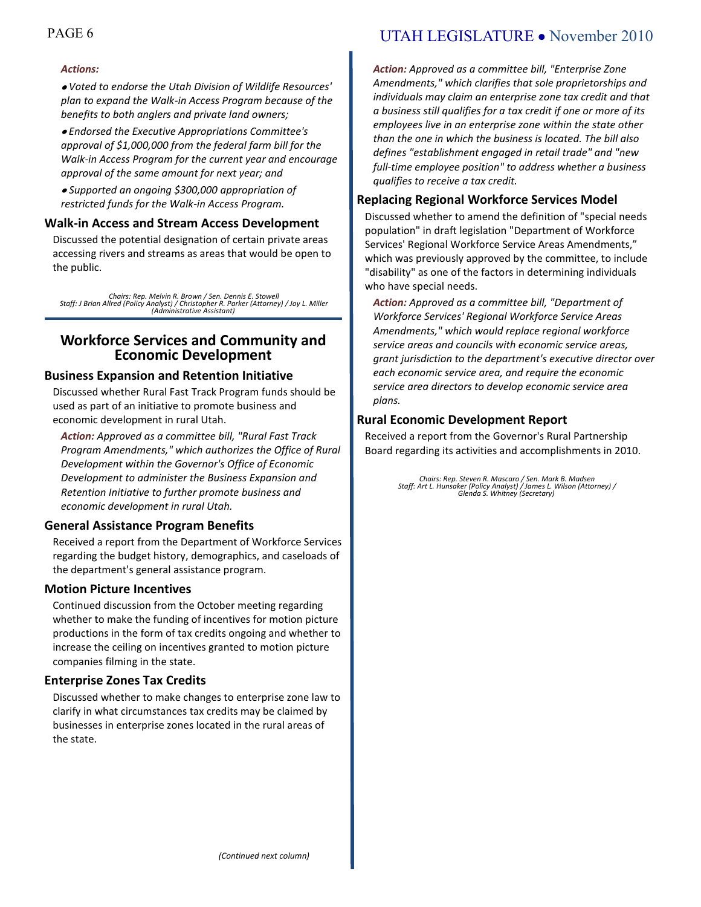*Actions:*

- *Voted to endorse the Utah Division of Wildlife Resources' plan to expand the Walk-in Access Program because of the benefits to both anglers and private land owners;*
- *Endorsed the Executive Appropriations Committee's approval of $1,000,000 from the federal farm bill for the Walk-in Access Program for the current year and encourage approval of the same amount for next year; and*
- *Supported an ongoing $300,000 appropriation of restricted funds for the Walk-in Access Program.*

### Walk-in Access and Stream Access Development

Discussed the potential designation of certain private areas accessing rivers and streams as areas that would be open to the public.

*Chairs: Rep. Melvin R. Brown / Sen. Dennis E. Stowell*
*Staff: J Brian Allred (Policy Analyst) / Christopher R. Parker (Attorney) / Joy L. Miller (Administrative Assistant)*

## Workforce Services and Community and Economic Development

### Business Expansion and Retention Initiative

Discussed whether Rural Fast Track Program funds should be used as part of an initiative to promote business and economic development in rural Utah.

*Action: Approved as a committee bill, "Rural Fast Track Program Amendments," which authorizes the Office of Rural Development within the Governor's Office of Economic Development to administer the Business Expansion and Retention Initiative to further promote business and economic development in rural Utah.*

### General Assistance Program Benefits

Received a report from the Department of Workforce Services regarding the budget history, demographics, and caseloads of the department's general assistance program.

### Motion Picture Incentives

Continued discussion from the October meeting regarding whether to make the funding of incentives for motion picture productions in the form of tax credits ongoing and whether to increase the ceiling on incentives granted to motion picture companies filming in the state.

### Enterprise Zones Tax Credits

Discussed whether to make changes to enterprise zone law to clarify in what circumstances tax credits may be claimed by businesses in enterprise zones located in the rural areas of the state.

*Action: Approved as a committee bill, "Enterprise Zone Amendments," which clarifies that sole proprietorships and individuals may claim an enterprise zone tax credit and that a business still qualifies for a tax credit if one or more of its employees live in an enterprise zone within the state other than the one in which the business is located. The bill also defines "establishment engaged in retail trade" and "new full-time employee position" to address whether a business qualifies to receive a tax credit.*

### Replacing Regional Workforce Services Model

Discussed whether to amend the definition of "special needs population" in draft legislation "Department of Workforce Services' Regional Workforce Service Areas Amendments," which was previously approved by the committee, to include "disability" as one of the factors in determining individuals who have special needs.

*Action: Approved as a committee bill, "Department of Workforce Services' Regional Workforce Service Areas Amendments," which would replace regional workforce service areas and councils with economic service areas, grant jurisdiction to the department's executive director over each economic service area, and require the economic service area directors to develop economic service area plans.*

### Rural Economic Development Report

Received a report from the Governor's Rural Partnership Board regarding its activities and accomplishments in 2010.

*Chairs: Rep. Steven R. Mascaro / Sen. Mark B. Madsen*
*Staff: Art L. Hunsaker (Policy Analyst) / James L. Wilson (Attorney) / Glenda S. Whitney (Secretary)*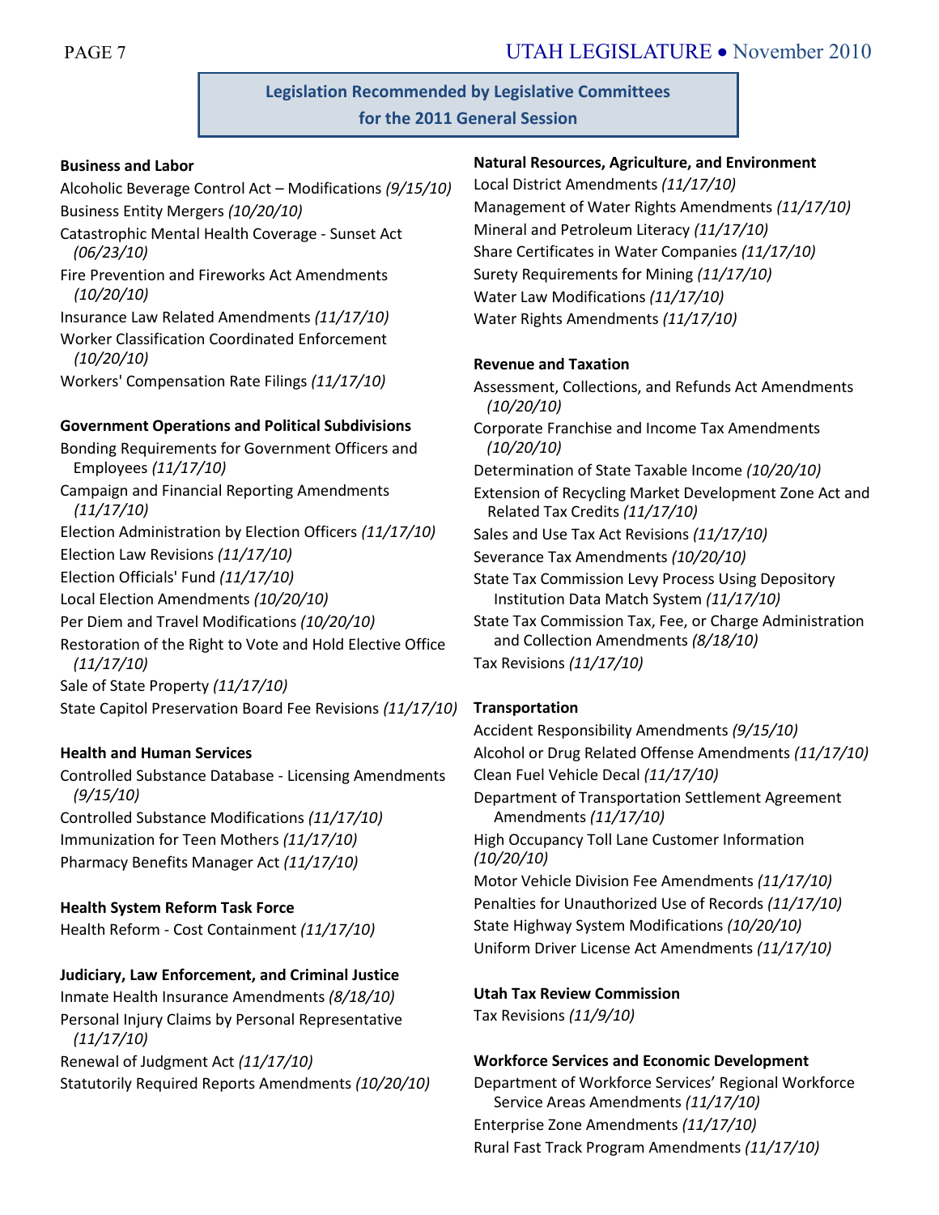## Legislation Recommended by Legislative Committees for the 2011 General Session

**Business and Labor**

Alcoholic Beverage Control Act – Modifications *(9/15/10)*
Business Entity Mergers *(10/20/10)*
Catastrophic Mental Health Coverage - Sunset Act *(06/23/10)*
Fire Prevention and Fireworks Act Amendments *(10/20/10)*
Insurance Law Related Amendments *(11/17/10)*
Worker Classification Coordinated Enforcement *(10/20/10)*
Workers' Compensation Rate Filings *(11/17/10)*

**Government Operations and Political Subdivisions**

Bonding Requirements for Government Officers and Employees *(11/17/10)*
Campaign and Financial Reporting Amendments *(11/17/10)*
Election Administration by Election Officers *(11/17/10)*
Election Law Revisions *(11/17/10)*
Election Officials' Fund *(11/17/10)*
Local Election Amendments *(10/20/10)*
Per Diem and Travel Modifications *(10/20/10)*
Restoration of the Right to Vote and Hold Elective Office *(11/17/10)*
Sale of State Property *(11/17/10)*
State Capitol Preservation Board Fee Revisions *(11/17/10)*

**Health and Human Services**

Controlled Substance Database - Licensing Amendments *(9/15/10)*
Controlled Substance Modifications *(11/17/10)*
Immunization for Teen Mothers *(11/17/10)*
Pharmacy Benefits Manager Act *(11/17/10)*

**Health System Reform Task Force**

Health Reform - Cost Containment *(11/17/10)*

**Judiciary, Law Enforcement, and Criminal Justice**

Inmate Health Insurance Amendments *(8/18/10)*
Personal Injury Claims by Personal Representative *(11/17/10)*
Renewal of Judgment Act *(11/17/10)*
Statutorily Required Reports Amendments *(10/20/10)*

**Natural Resources, Agriculture, and Environment**

Local District Amendments *(11/17/10)*
Management of Water Rights Amendments *(11/17/10)*
Mineral and Petroleum Literacy *(11/17/10)*
Share Certificates in Water Companies *(11/17/10)*
Surety Requirements for Mining *(11/17/10)*
Water Law Modifications *(11/17/10)*
Water Rights Amendments *(11/17/10)*

**Revenue and Taxation**

Assessment, Collections, and Refunds Act Amendments *(10/20/10)*
Corporate Franchise and Income Tax Amendments *(10/20/10)*
Determination of State Taxable Income *(10/20/10)*
Extension of Recycling Market Development Zone Act and Related Tax Credits *(11/17/10)*
Sales and Use Tax Act Revisions *(11/17/10)*
Severance Tax Amendments *(10/20/10)*
State Tax Commission Levy Process Using Depository Institution Data Match System *(11/17/10)*
State Tax Commission Tax, Fee, or Charge Administration and Collection Amendments *(8/18/10)*
Tax Revisions *(11/17/10)*

**Transportation**

Accident Responsibility Amendments *(9/15/10)*
Alcohol or Drug Related Offense Amendments *(11/17/10)*
Clean Fuel Vehicle Decal *(11/17/10)*
Department of Transportation Settlement Agreement Amendments *(11/17/10)*
High Occupancy Toll Lane Customer Information *(10/20/10)*
Motor Vehicle Division Fee Amendments *(11/17/10)*
Penalties for Unauthorized Use of Records *(11/17/10)*
State Highway System Modifications *(10/20/10)*
Uniform Driver License Act Amendments *(11/17/10)*

**Utah Tax Review Commission**

Tax Revisions *(11/9/10)*

**Workforce Services and Economic Development**

Department of Workforce Services' Regional Workforce Service Areas Amendments *(11/17/10)*
Enterprise Zone Amendments *(11/17/10)*
Rural Fast Track Program Amendments *(11/17/10)*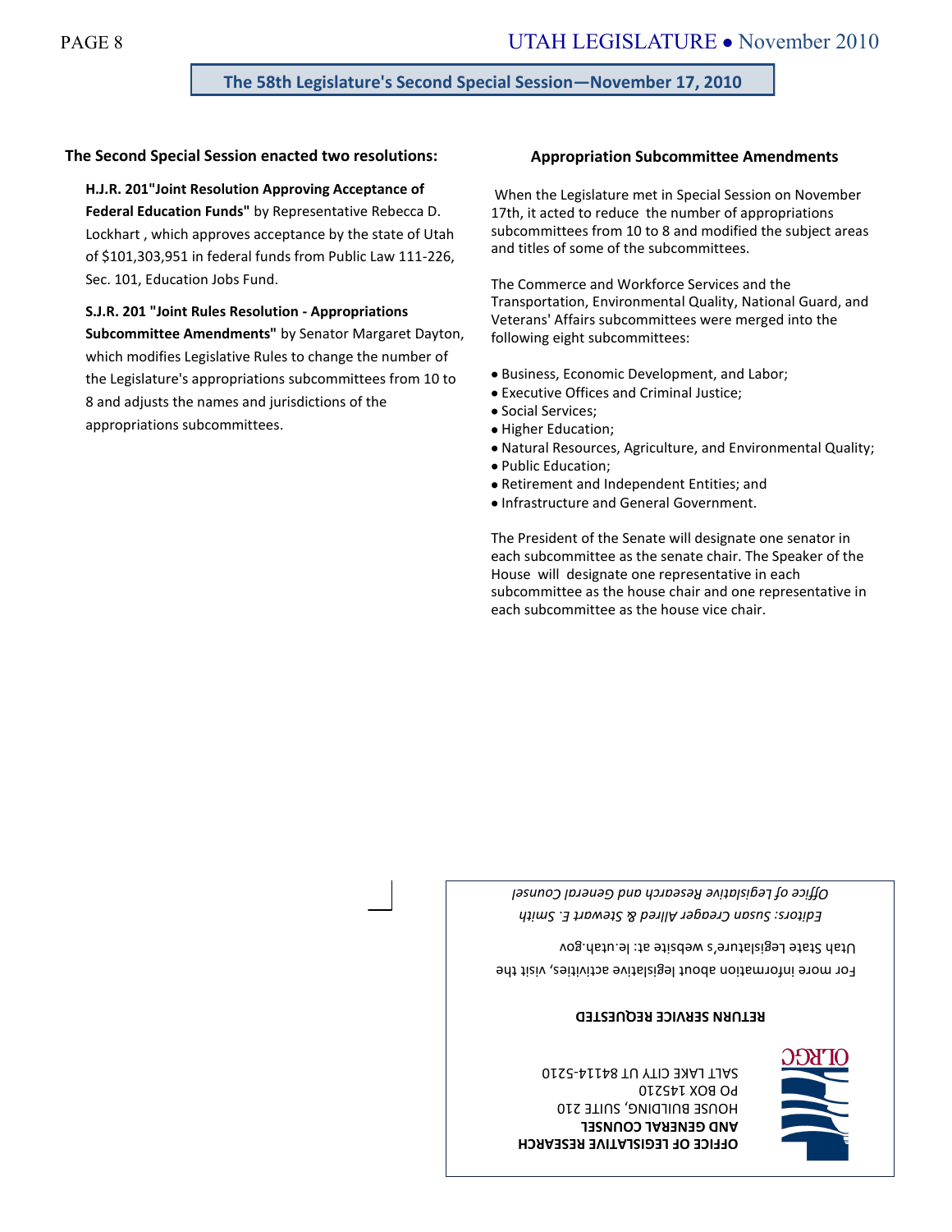## The 58th Legislature's Second Special Session—November 17, 2010

### The Second Special Session enacted two resolutions:

**H.J.R. 201"Joint Resolution Approving Acceptance of Federal Education Funds"** by Representative Rebecca D. Lockhart , which approves acceptance by the state of Utah of $101,303,951 in federal funds from Public Law 111-226, Sec. 101, Education Jobs Fund.

**S.J.R. 201 "Joint Rules Resolution - Appropriations Subcommittee Amendments"** by Senator Margaret Dayton, which modifies Legislative Rules to change the number of the Legislature's appropriations subcommittees from 10 to 8 and adjusts the names and jurisdictions of the appropriations subcommittees.

### Appropriation Subcommittee Amendments

When the Legislature met in Special Session on November 17th, it acted to reduce the number of appropriations subcommittees from 10 to 8 and modified the subject areas and titles of some of the subcommittees.

The Commerce and Workforce Services and the Transportation, Environmental Quality, National Guard, and Veterans' Affairs subcommittees were merged into the following eight subcommittees:

- Business, Economic Development, and Labor;
- Executive Offices and Criminal Justice;
- Social Services;
- Higher Education;
- Natural Resources, Agriculture, and Environmental Quality;
- Public Education;
- Retirement and Independent Entities; and
- Infrastructure and General Government.

The President of the Senate will designate one senator in each subcommittee as the senate chair. The Speaker of the House will designate one representative in each subcommittee as the house chair and one representative in each subcommittee as the house vice chair.

*Office of Legislative Research and General Counsel*

*Editors: Susan Creager Allred & Stewart E. Smith*

For more information about legislative activities, visit the Utah State Legislature's website at: le.utah.gov

**RETURN SERVICE REQUESTED**

OLRGC

**OFFICE OF LEGISLATIVE RESEARCH AND GENERAL COUNSEL**
HOUSE BUILDING, SUITE 210
PO BOX 145210
SALT LAKE CITY UT 84114-5210